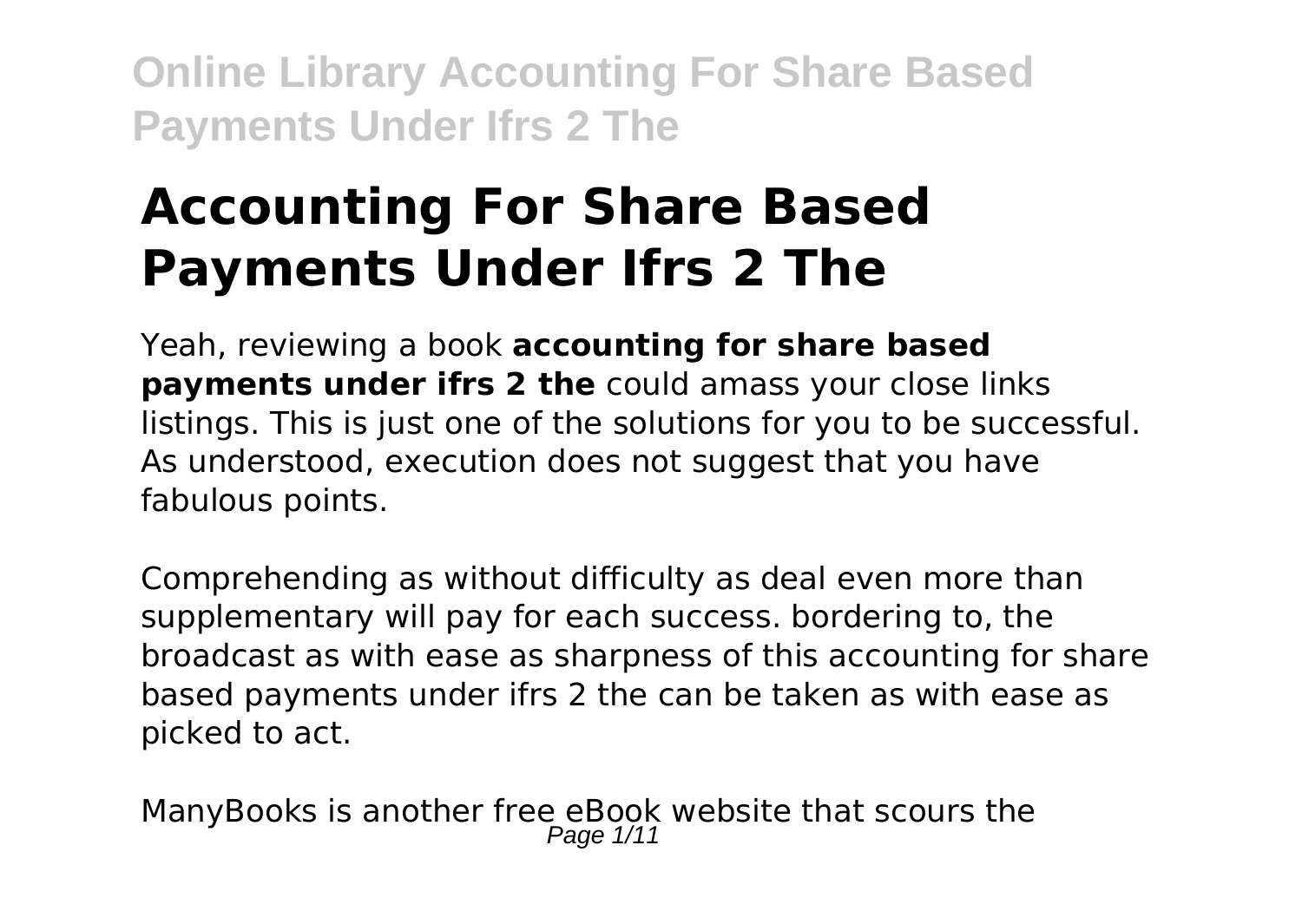# Accounting For Share Based Payments Under Ifrs 2 The

Yeah, reviewing a book **accounting for share based payments under ifrs 2 the** could amass your close links listings. This is just one of the solutions for you to be successful. As understood, execution does not suggest that you have fabulous points.

Comprehending as without difficulty as deal even more than supplementary will pay for each success. bordering to, the broadcast as with ease as sharpness of this accounting for share based payments under ifrs 2 the can be taken as with ease as picked to act.

ManyBooks is another free eBook website that scours the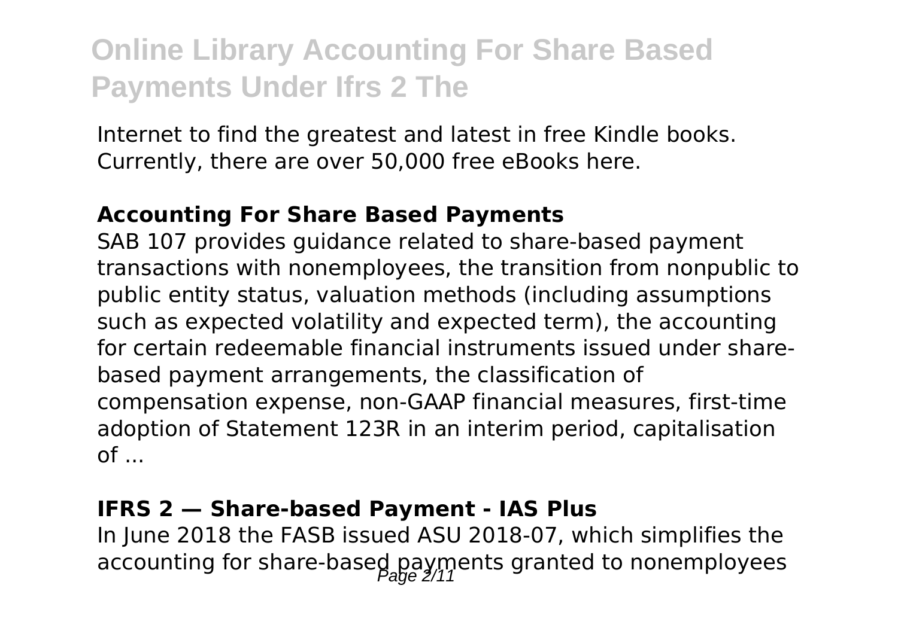Internet to find the greatest and latest in free Kindle books. Currently, there are over 50,000 free eBooks here.

**Accounting For Share Based Payments**

SAB 107 provides guidance related to share-based payment transactions with nonemployees, the transition from nonpublic to public entity status, valuation methods (including assumptions such as expected volatility and expected term), the accounting for certain redeemable financial instruments issued under share-based payment arrangements, the classification of compensation expense, non-GAAP financial measures, first-time adoption of Statement 123R in an interim period, capitalisation of ...

**IFRS 2 — Share-based Payment - IAS Plus**

In June 2018 the FASB issued ASU 2018-07, which simplifies the accounting for share-based payments granted to nonemployees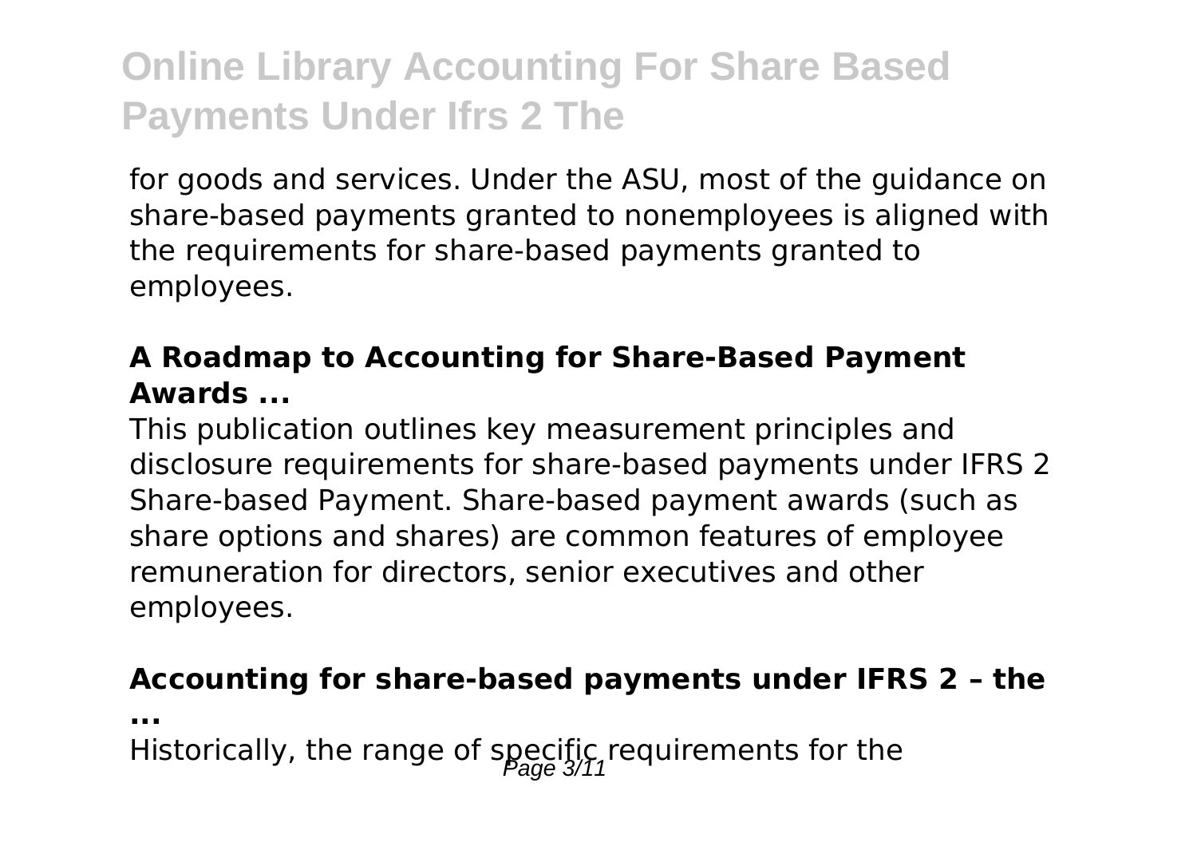for goods and services. Under the ASU, most of the guidance on share-based payments granted to nonemployees is aligned with the requirements for share-based payments granted to employees.

**A Roadmap to Accounting for Share-Based Payment Awards ...**

This publication outlines key measurement principles and disclosure requirements for share-based payments under IFRS 2 Share-based Payment. Share-based payment awards (such as share options and shares) are common features of employee remuneration for directors, senior executives and other employees.

**Accounting for share-based payments under IFRS 2 – the ...**

Historically, the range of specific requirements for the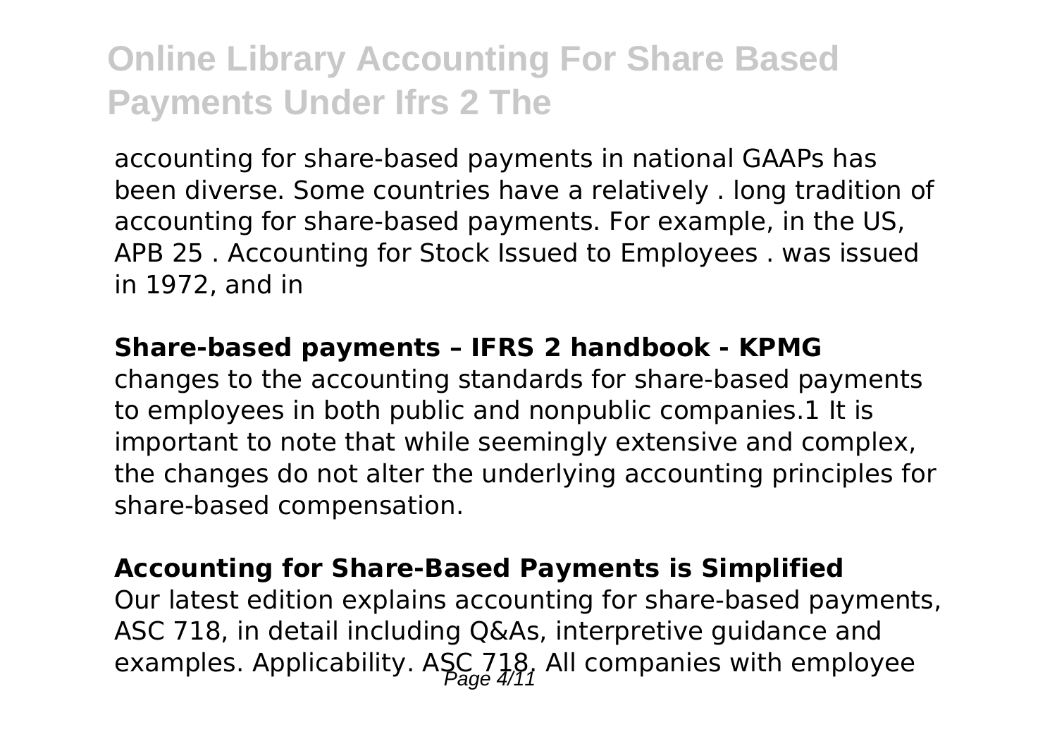accounting for share-based payments in national GAAPs has been diverse. Some countries have a relatively . long tradition of accounting for share-based payments. For example, in the US, APB 25 . Accounting for Stock Issued to Employees . was issued in 1972, and in

**Share-based payments – IFRS 2 handbook - KPMG**

changes to the accounting standards for share-based payments to employees in both public and nonpublic companies.1 It is important to note that while seemingly extensive and complex, the changes do not alter the underlying accounting principles for share-based compensation.

**Accounting for Share-Based Payments is Simplified**

Our latest edition explains accounting for share-based payments, ASC 718, in detail including Q&As, interpretive guidance and examples. Applicability. ASC 718. All companies with employee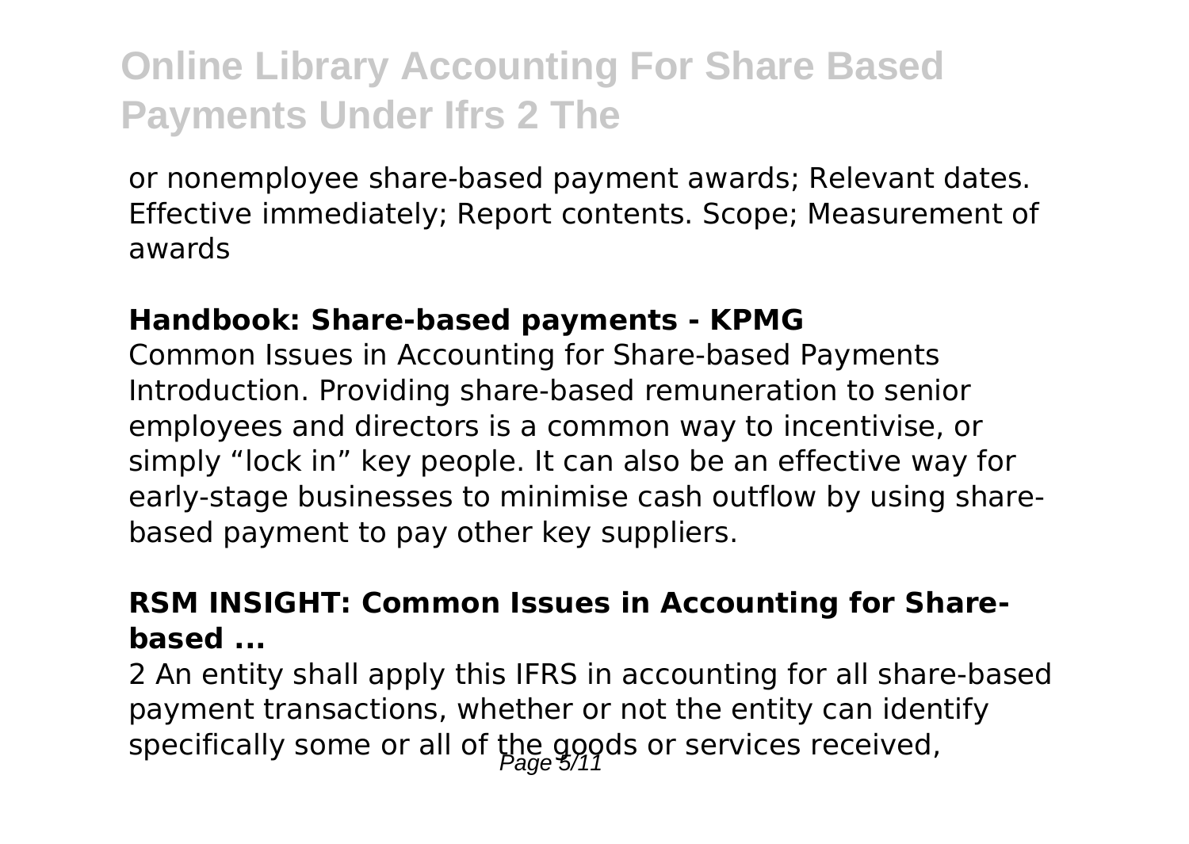or nonemployee share-based payment awards; Relevant dates. Effective immediately; Report contents. Scope; Measurement of awards

**Handbook: Share-based payments - KPMG**

Common Issues in Accounting for Share-based Payments Introduction. Providing share-based remuneration to senior employees and directors is a common way to incentivise, or simply "lock in" key people. It can also be an effective way for early-stage businesses to minimise cash outflow by using share-based payment to pay other key suppliers.

**RSM INSIGHT: Common Issues in Accounting for Share-based ...**

2 An entity shall apply this IFRS in accounting for all share-based payment transactions, whether or not the entity can identify specifically some or all of the goods or services received,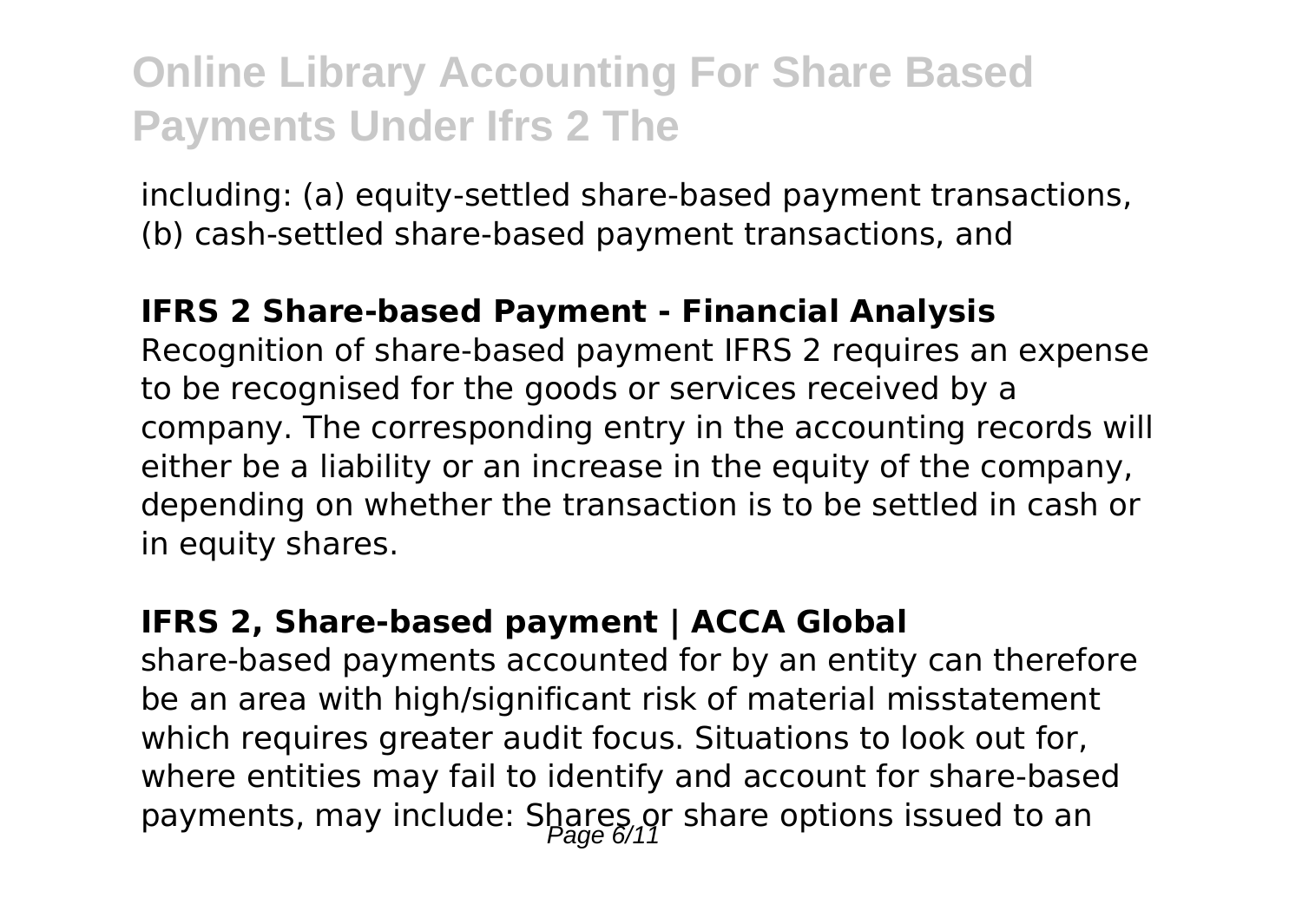including: (a) equity-settled share-based payment transactions, (b) cash-settled share-based payment transactions, and

**IFRS 2 Share-based Payment - Financial Analysis**

Recognition of share-based payment IFRS 2 requires an expense to be recognised for the goods or services received by a company. The corresponding entry in the accounting records will either be a liability or an increase in the equity of the company, depending on whether the transaction is to be settled in cash or in equity shares.

**IFRS 2, Share-based payment | ACCA Global**

share-based payments accounted for by an entity can therefore be an area with high/significant risk of material misstatement which requires greater audit focus. Situations to look out for, where entities may fail to identify and account for share-based payments, may include: Shares or share options issued to an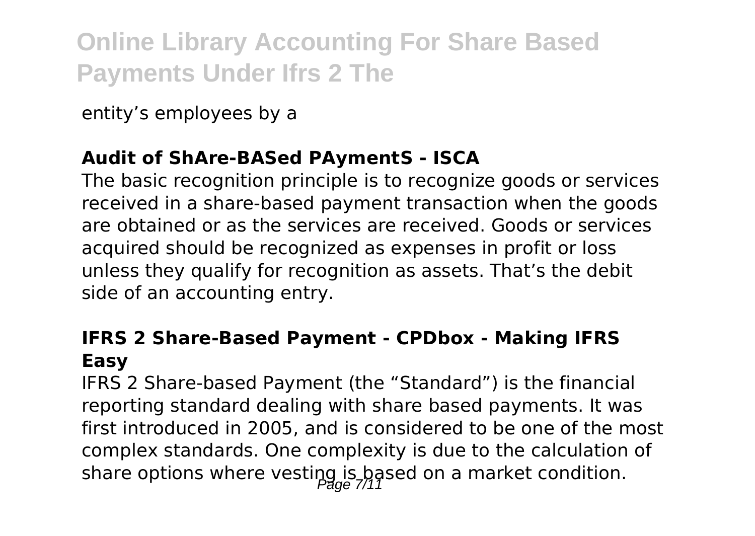entity’s employees by a

**Audit of ShAre-BASed PAymentS - ISCA**

The basic recognition principle is to recognize goods or services received in a share-based payment transaction when the goods are obtained or as the services are received. Goods or services acquired should be recognized as expenses in profit or loss unless they qualify for recognition as assets. That’s the debit side of an accounting entry.

**IFRS 2 Share-Based Payment - CPDbox - Making IFRS Easy**

IFRS 2 Share-based Payment (the “Standard”) is the financial reporting standard dealing with share based payments. It was first introduced in 2005, and is considered to be one of the most complex standards. One complexity is due to the calculation of share options where vesting is based on a market condition.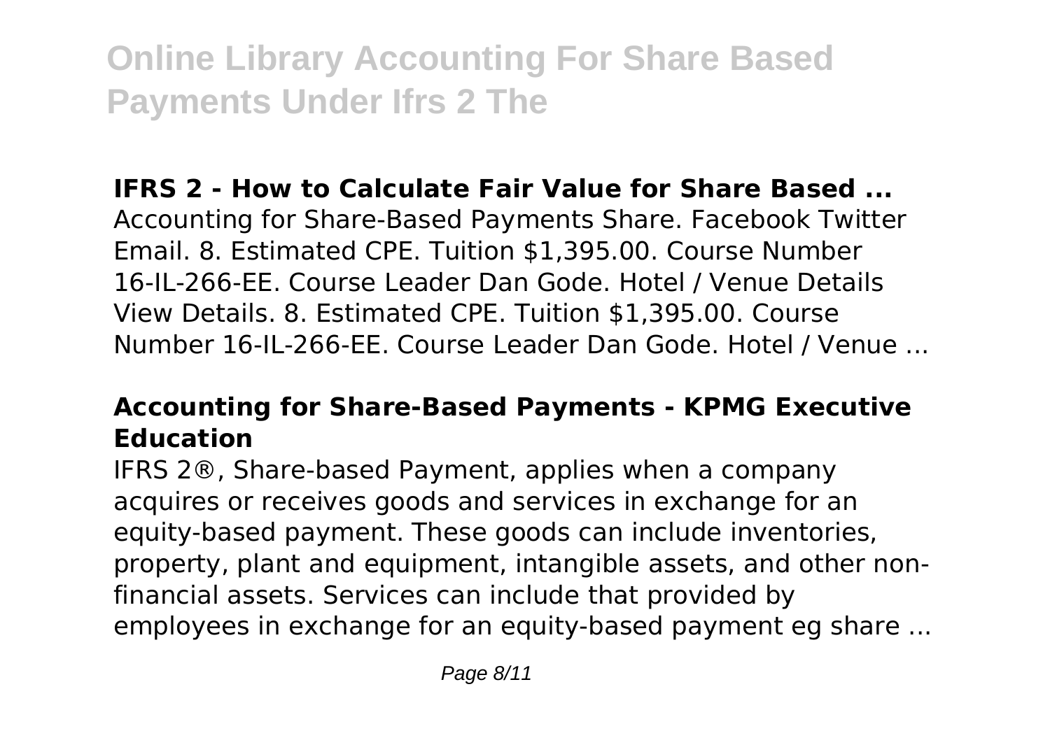## IFRS 2 - How to Calculate Fair Value for Share Based ...

Accounting for Share-Based Payments Share. Facebook Twitter Email. 8. Estimated CPE. Tuition $1,395.00. Course Number 16-IL-266-EE. Course Leader Dan Gode. Hotel / Venue Details View Details. 8. Estimated CPE. Tuition $1,395.00. Course Number 16-IL-266-EE. Course Leader Dan Gode. Hotel / Venue ...

## Accounting for Share-Based Payments - KPMG Executive Education

IFRS 2®, Share-based Payment, applies when a company acquires or receives goods and services in exchange for an equity-based payment. These goods can include inventories, property, plant and equipment, intangible assets, and other non-financial assets. Services can include that provided by employees in exchange for an equity-based payment eg share ...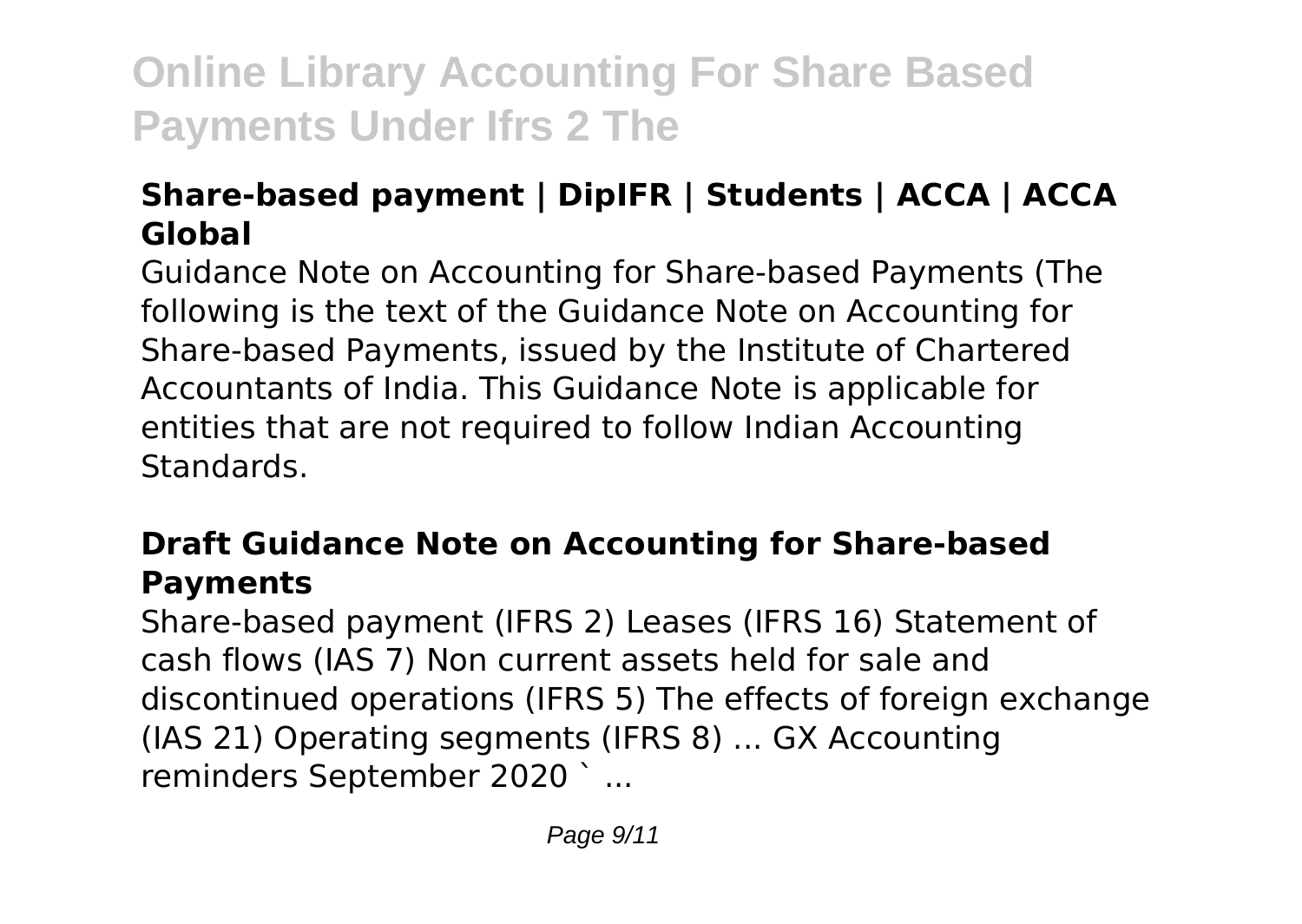### Share-based payment | DipIFR | Students | ACCA | ACCA Global

Guidance Note on Accounting for Share-based Payments (The following is the text of the Guidance Note on Accounting for Share-based Payments, issued by the Institute of Chartered Accountants of India. This Guidance Note is applicable for entities that are not required to follow Indian Accounting Standards.

### Draft Guidance Note on Accounting for Share-based Payments

Share-based payment (IFRS 2) Leases (IFRS 16) Statement of cash flows (IAS 7) Non current assets held for sale and discontinued operations (IFRS 5) The effects of foreign exchange (IAS 21) Operating segments (IFRS 8) ... GX Accounting reminders September 2020 ` ...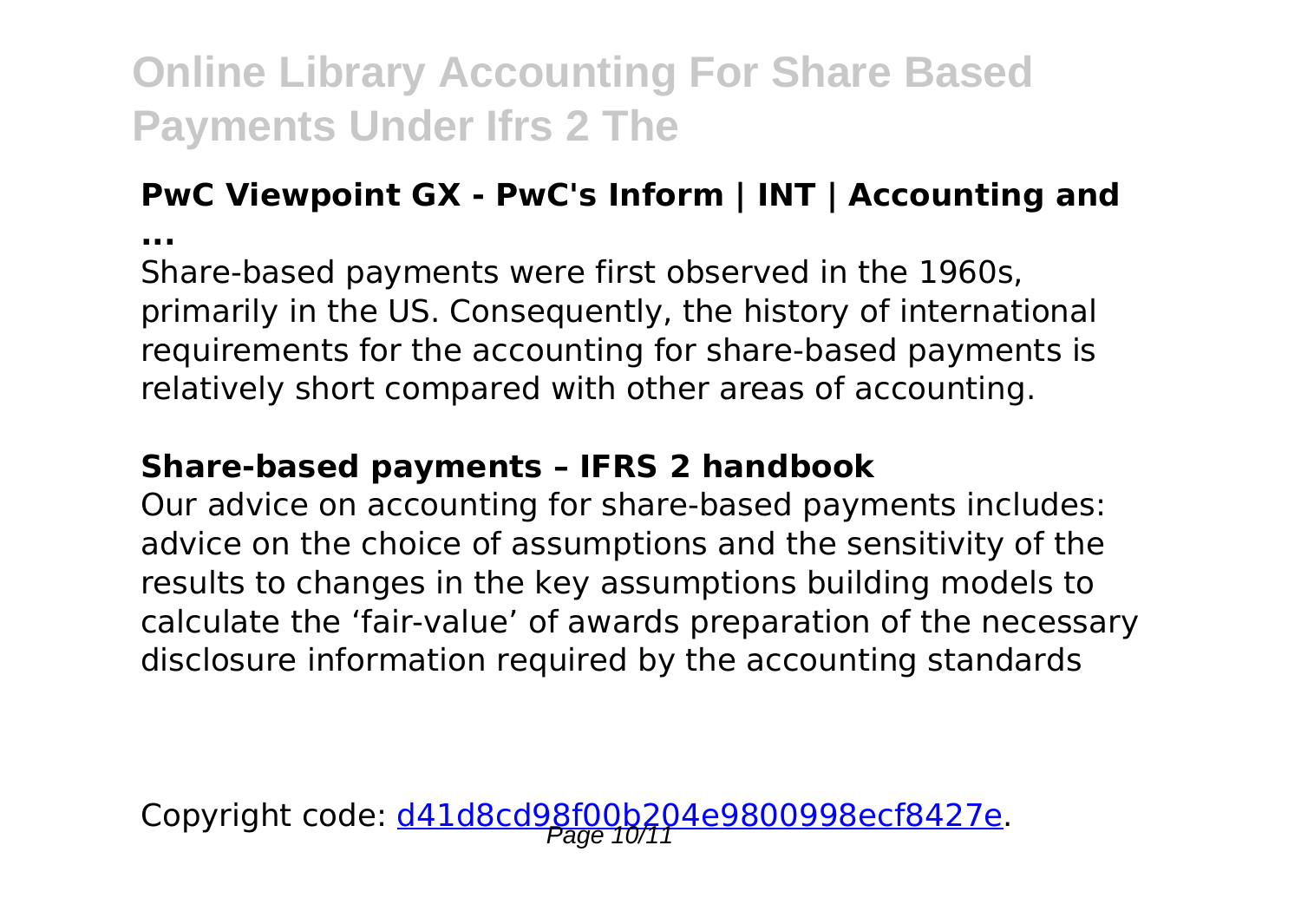### PwC Viewpoint GX - PwC's Inform | INT | Accounting and ...

Share-based payments were first observed in the 1960s, primarily in the US. Consequently, the history of international requirements for the accounting for share-based payments is relatively short compared with other areas of accounting.

### Share-based payments – IFRS 2 handbook

Our advice on accounting for share-based payments includes: advice on the choice of assumptions and the sensitivity of the results to changes in the key assumptions building models to calculate the 'fair-value' of awards preparation of the necessary disclosure information required by the accounting standards

Copyright code: d41d8cd98f00b204e9800998ecf8427e.